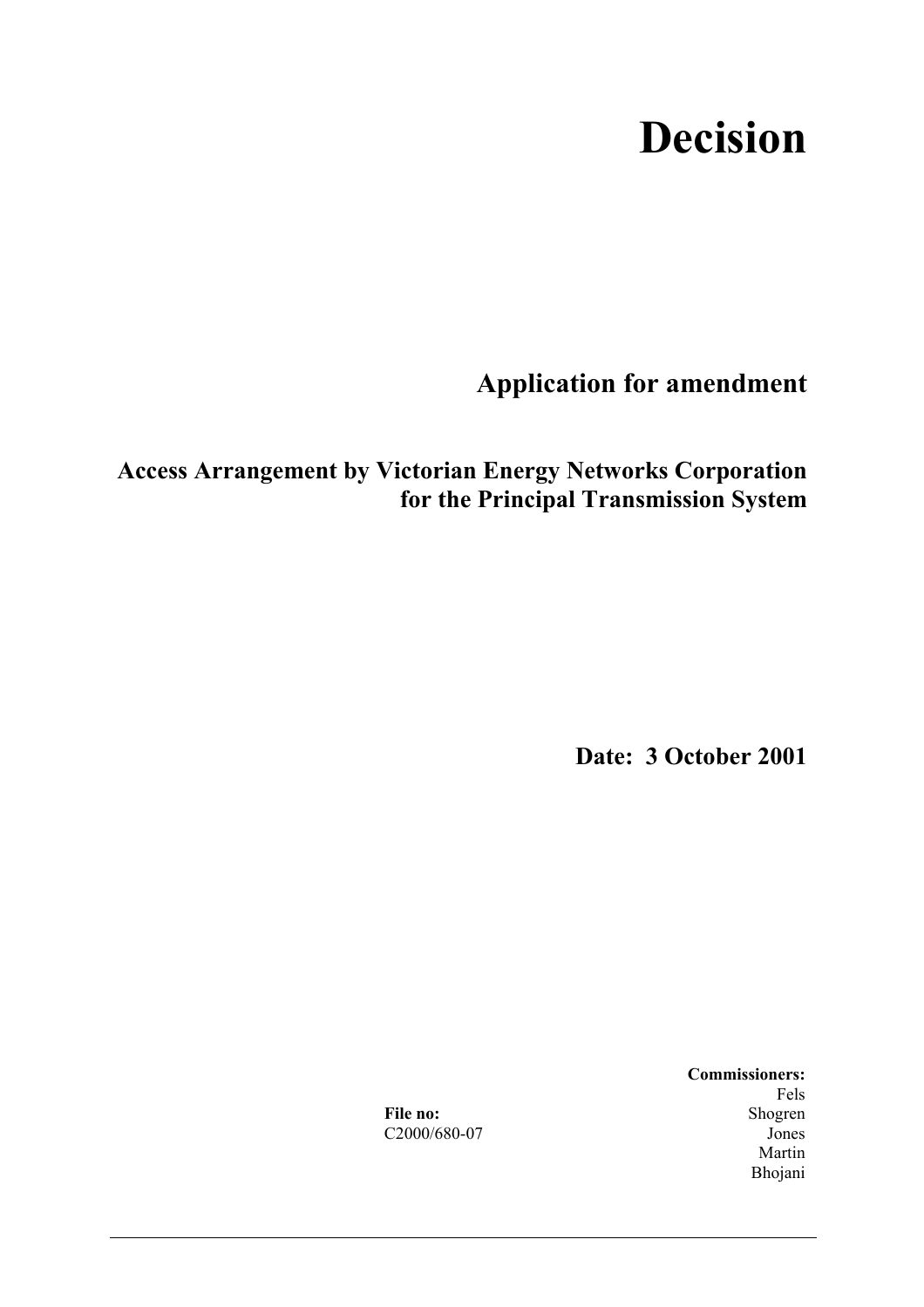# Decision

## Application for amendment

### Access Arrangement by Victorian Energy Networks Corporation for the Principal Transmission System

**Date: 3 October 2001**

**File no:**
C2000/680-07

**Commissioners:**
Fels
Shogren
Jones
Martin
Bhojani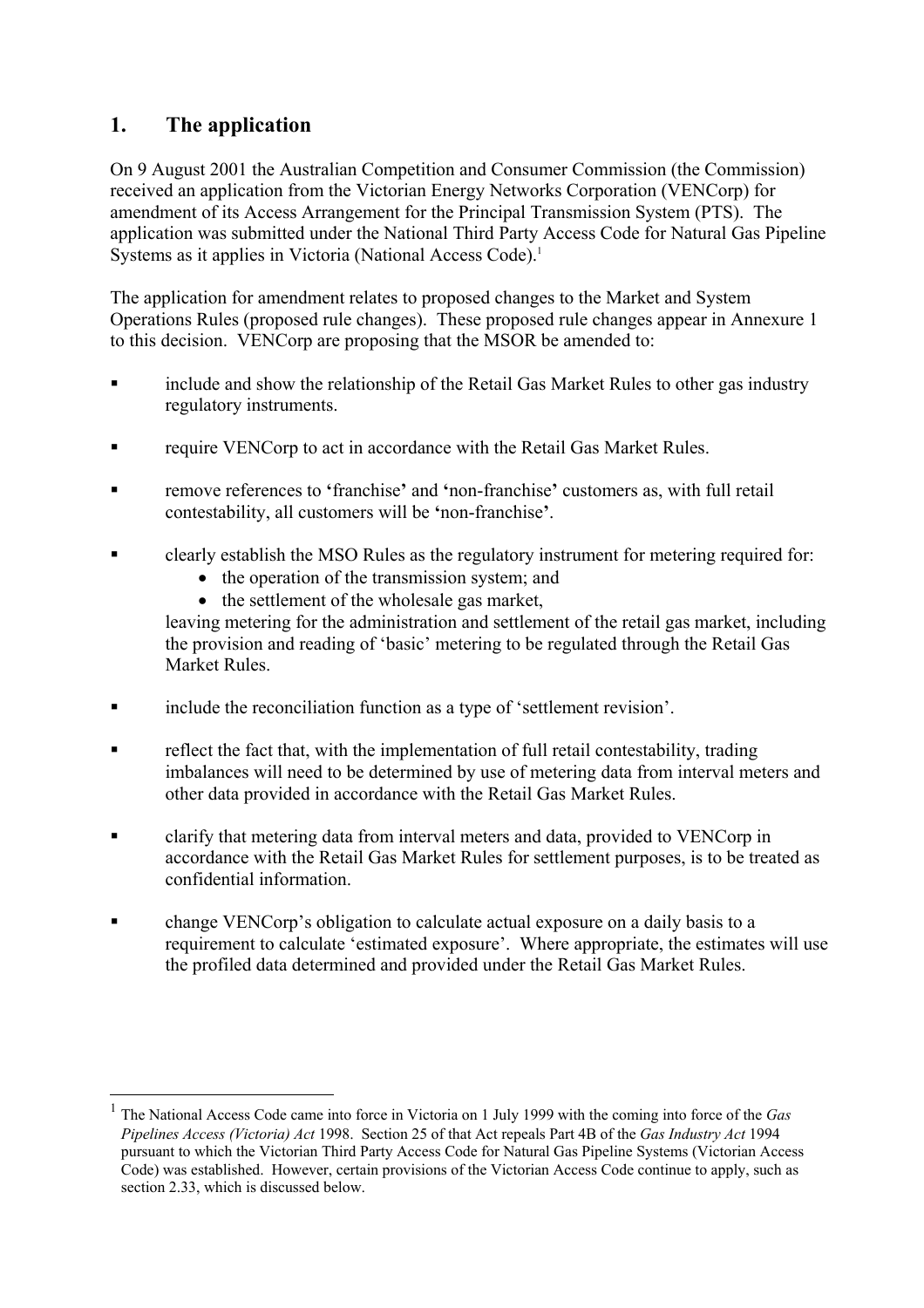# 1. The application

On 9 August 2001 the Australian Competition and Consumer Commission (the Commission) received an application from the Victorian Energy Networks Corporation (VENCorp) for amendment of its Access Arrangement for the Principal Transmission System (PTS). The application was submitted under the National Third Party Access Code for Natural Gas Pipeline Systems as it applies in Victoria (National Access Code).[1]

The application for amendment relates to proposed changes to the Market and System Operations Rules (proposed rule changes). These proposed rule changes appear in Annexure 1 to this decision. VENCorp are proposing that the MSOR be amended to:

- include and show the relationship of the Retail Gas Market Rules to other gas industry regulatory instruments.
- require VENCorp to act in accordance with the Retail Gas Market Rules.
- remove references to 'franchise' and 'non-franchise' customers as, with full retail contestability, all customers will be 'non-franchise'.
- clearly establish the MSO Rules as the regulatory instrument for metering required for:
  - the operation of the transmission system; and
  - the settlement of the wholesale gas market,

  leaving metering for the administration and settlement of the retail gas market, including the provision and reading of 'basic' metering to be regulated through the Retail Gas Market Rules.
- include the reconciliation function as a type of 'settlement revision'.
- reflect the fact that, with the implementation of full retail contestability, trading imbalances will need to be determined by use of metering data from interval meters and other data provided in accordance with the Retail Gas Market Rules.
- clarify that metering data from interval meters and data, provided to VENCorp in accordance with the Retail Gas Market Rules for settlement purposes, is to be treated as confidential information.
- change VENCorp's obligation to calculate actual exposure on a daily basis to a requirement to calculate 'estimated exposure'. Where appropriate, the estimates will use the profiled data determined and provided under the Retail Gas Market Rules.

[1] The National Access Code came into force in Victoria on 1 July 1999 with the coming into force of the *Gas Pipelines Access (Victoria) Act* 1998. Section 25 of that Act repeals Part 4B of the *Gas Industry Act* 1994 pursuant to which the Victorian Third Party Access Code for Natural Gas Pipeline Systems (Victorian Access Code) was established. However, certain provisions of the Victorian Access Code continue to apply, such as section 2.33, which is discussed below.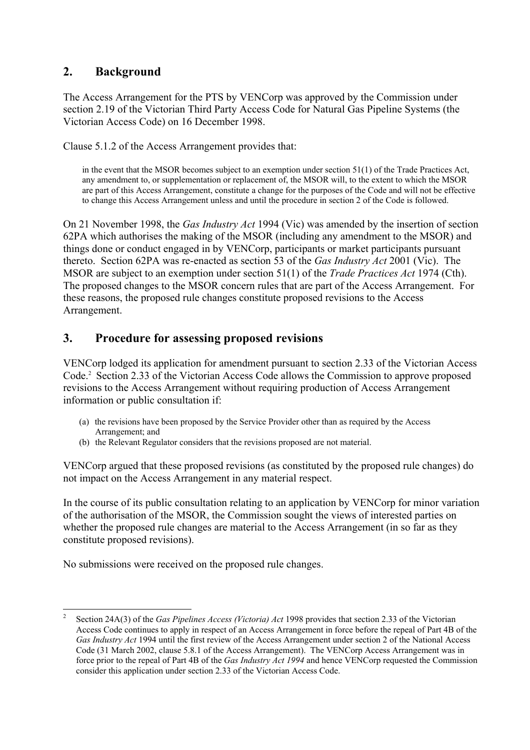## 2. Background

The Access Arrangement for the PTS by VENCorp was approved by the Commission under section 2.19 of the Victorian Third Party Access Code for Natural Gas Pipeline Systems (the Victorian Access Code) on 16 December 1998.

Clause 5.1.2 of the Access Arrangement provides that:

> in the event that the MSOR becomes subject to an exemption under section 51(1) of the Trade Practices Act, any amendment to, or supplementation or replacement of, the MSOR will, to the extent to which the MSOR are part of this Access Arrangement, constitute a change for the purposes of the Code and will not be effective to change this Access Arrangement unless and until the procedure in section 2 of the Code is followed.

On 21 November 1998, the *Gas Industry Act* 1994 (Vic) was amended by the insertion of section 62PA which authorises the making of the MSOR (including any amendment to the MSOR) and things done or conduct engaged in by VENCorp, participants or market participants pursuant thereto. Section 62PA was re-enacted as section 53 of the *Gas Industry Act* 2001 (Vic). The MSOR are subject to an exemption under section 51(1) of the *Trade Practices Act* 1974 (Cth). The proposed changes to the MSOR concern rules that are part of the Access Arrangement. For these reasons, the proposed rule changes constitute proposed revisions to the Access Arrangement.

## 3. Procedure for assessing proposed revisions

VENCorp lodged its application for amendment pursuant to section 2.33 of the Victorian Access Code.[2] Section 2.33 of the Victorian Access Code allows the Commission to approve proposed revisions to the Access Arrangement without requiring production of Access Arrangement information or public consultation if:

(a) the revisions have been proposed by the Service Provider other than as required by the Access Arrangement; and
(b) the Relevant Regulator considers that the revisions proposed are not material.

VENCorp argued that these proposed revisions (as constituted by the proposed rule changes) do not impact on the Access Arrangement in any material respect.

In the course of its public consultation relating to an application by VENCorp for minor variation of the authorisation of the MSOR, the Commission sought the views of interested parties on whether the proposed rule changes are material to the Access Arrangement (in so far as they constitute proposed revisions).

No submissions were received on the proposed rule changes.

---

[2] Section 24A(3) of the *Gas Pipelines Access (Victoria) Act* 1998 provides that section 2.33 of the Victorian Access Code continues to apply in respect of an Access Arrangement in force before the repeal of Part 4B of the *Gas Industry Act* 1994 until the first review of the Access Arrangement under section 2 of the National Access Code (31 March 2002, clause 5.8.1 of the Access Arrangement). The VENCorp Access Arrangement was in force prior to the repeal of Part 4B of the *Gas Industry Act 1994* and hence VENCorp requested the Commission consider this application under section 2.33 of the Victorian Access Code.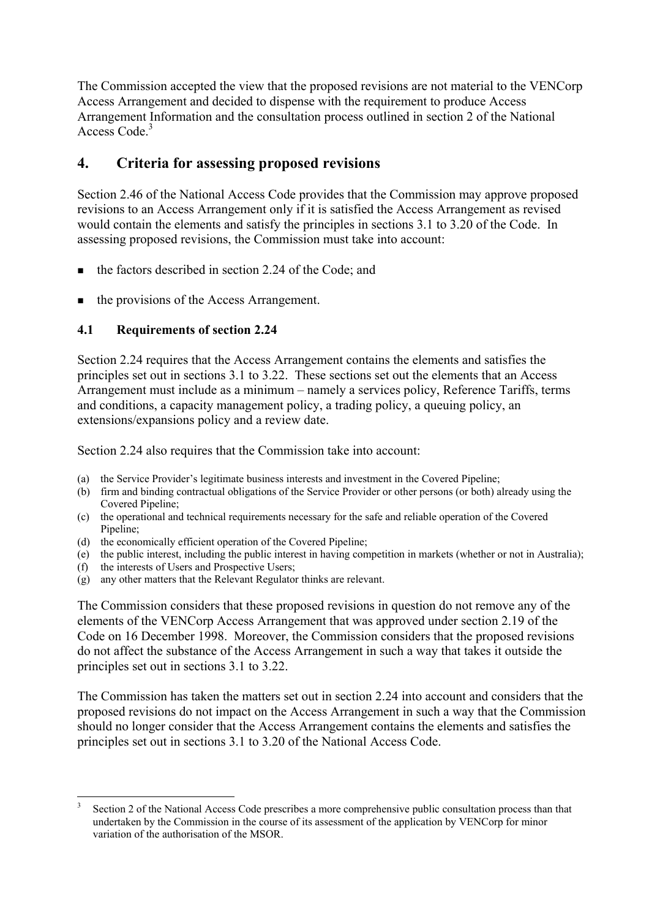The Commission accepted the view that the proposed revisions are not material to the VENCorp Access Arrangement and decided to dispense with the requirement to produce Access Arrangement Information and the consultation process outlined in section 2 of the National Access Code.[3]

## 4. Criteria for assessing proposed revisions

Section 2.46 of the National Access Code provides that the Commission may approve proposed revisions to an Access Arrangement only if it is satisfied the Access Arrangement as revised would contain the elements and satisfy the principles in sections 3.1 to 3.20 of the Code. In assessing proposed revisions, the Commission must take into account:

- the factors described in section 2.24 of the Code; and
- the provisions of the Access Arrangement.

### 4.1 Requirements of section 2.24

Section 2.24 requires that the Access Arrangement contains the elements and satisfies the principles set out in sections 3.1 to 3.22. These sections set out the elements that an Access Arrangement must include as a minimum – namely a services policy, Reference Tariffs, terms and conditions, a capacity management policy, a trading policy, a queuing policy, an extensions/expansions policy and a review date.

Section 2.24 also requires that the Commission take into account:

(a) the Service Provider's legitimate business interests and investment in the Covered Pipeline;
(b) firm and binding contractual obligations of the Service Provider or other persons (or both) already using the Covered Pipeline;
(c) the operational and technical requirements necessary for the safe and reliable operation of the Covered Pipeline;
(d) the economically efficient operation of the Covered Pipeline;
(e) the public interest, including the public interest in having competition in markets (whether or not in Australia);
(f) the interests of Users and Prospective Users;
(g) any other matters that the Relevant Regulator thinks are relevant.

The Commission considers that these proposed revisions in question do not remove any of the elements of the VENCorp Access Arrangement that was approved under section 2.19 of the Code on 16 December 1998. Moreover, the Commission considers that the proposed revisions do not affect the substance of the Access Arrangement in such a way that takes it outside the principles set out in sections 3.1 to 3.22.

The Commission has taken the matters set out in section 2.24 into account and considers that the proposed revisions do not impact on the Access Arrangement in such a way that the Commission should no longer consider that the Access Arrangement contains the elements and satisfies the principles set out in sections 3.1 to 3.20 of the National Access Code.

---

[3] Section 2 of the National Access Code prescribes a more comprehensive public consultation process than that undertaken by the Commission in the course of its assessment of the application by VENCorp for minor variation of the authorisation of the MSOR.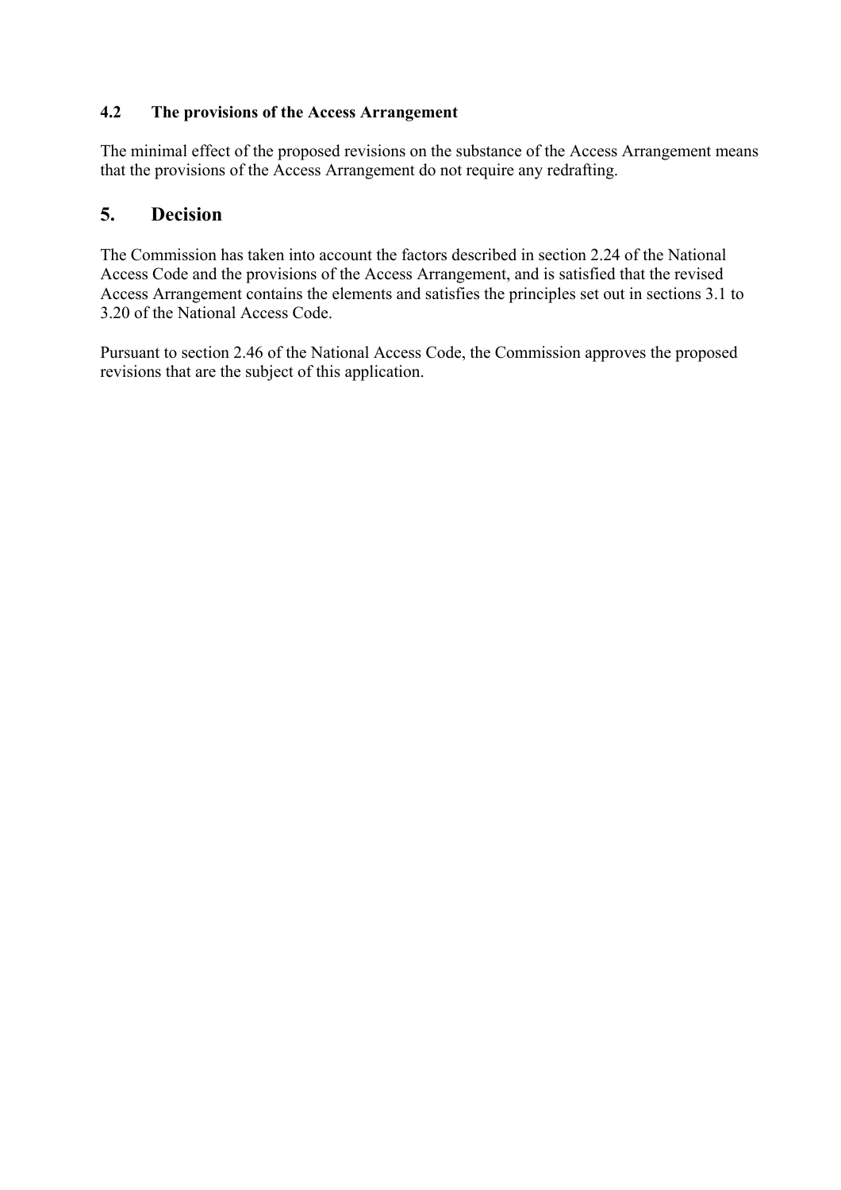### 4.2 The provisions of the Access Arrangement

The minimal effect of the proposed revisions on the substance of the Access Arrangement means that the provisions of the Access Arrangement do not require any redrafting.

## 5. Decision

The Commission has taken into account the factors described in section 2.24 of the National Access Code and the provisions of the Access Arrangement, and is satisfied that the revised Access Arrangement contains the elements and satisfies the principles set out in sections 3.1 to 3.20 of the National Access Code.

Pursuant to section 2.46 of the National Access Code, the Commission approves the proposed revisions that are the subject of this application.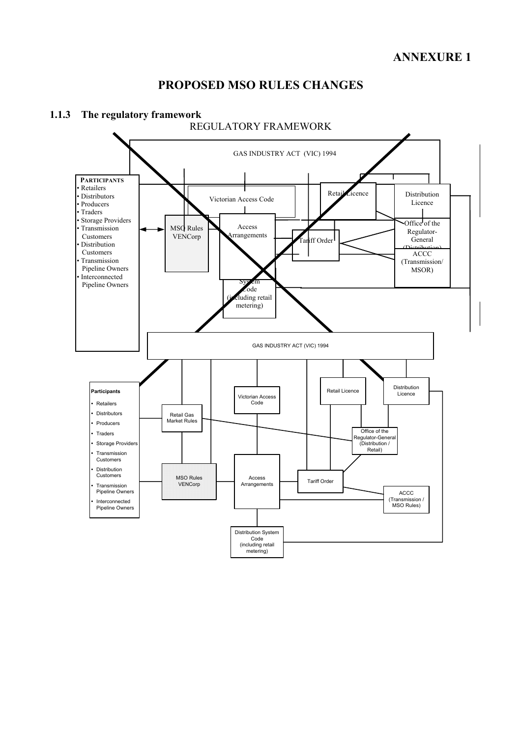# ANNEXURE 1

## PROPOSED MSO RULES CHANGES

### 1.1.3 The regulatory framework

REGULATORY FRAMEWORK

GAS INDUSTRY ACT (VIC) 1994

**PARTICIPANTS**
- Retailers
- Distributors
- Producers
- Traders
- Storage Providers
- Transmission Customers
- Distribution Customers
- Transmission Pipeline Owners
- Interconnected Pipeline Owners

Victorian Access Code

Retail Licence

Distribution Licence

MSO Rules VENCorp

Access Arrangements

Tariff Order

Office of the Regulator-General (Distribution)

ACCC (Transmission/ MSOR)

System Code (including retail metering)

GAS INDUSTRY ACT (VIC) 1994

**Participants**
- Retailers
- Distributors
- Producers
- Traders
- Storage Providers
- Transmission Customers
- Distribution Customers
- Transmission Pipeline Owners
- Interconnected Pipeline Owners

Victorian Access Code

Retail Licence

Distribution Licence

Retail Gas Market Rules

Office of the Regulator-General (Distribution / Retail)

MSO Rules VENCorp

Access Arrangements

Tariff Order

ACCC (Transmission / MSO Rules)

Distribution System Code (including retail metering)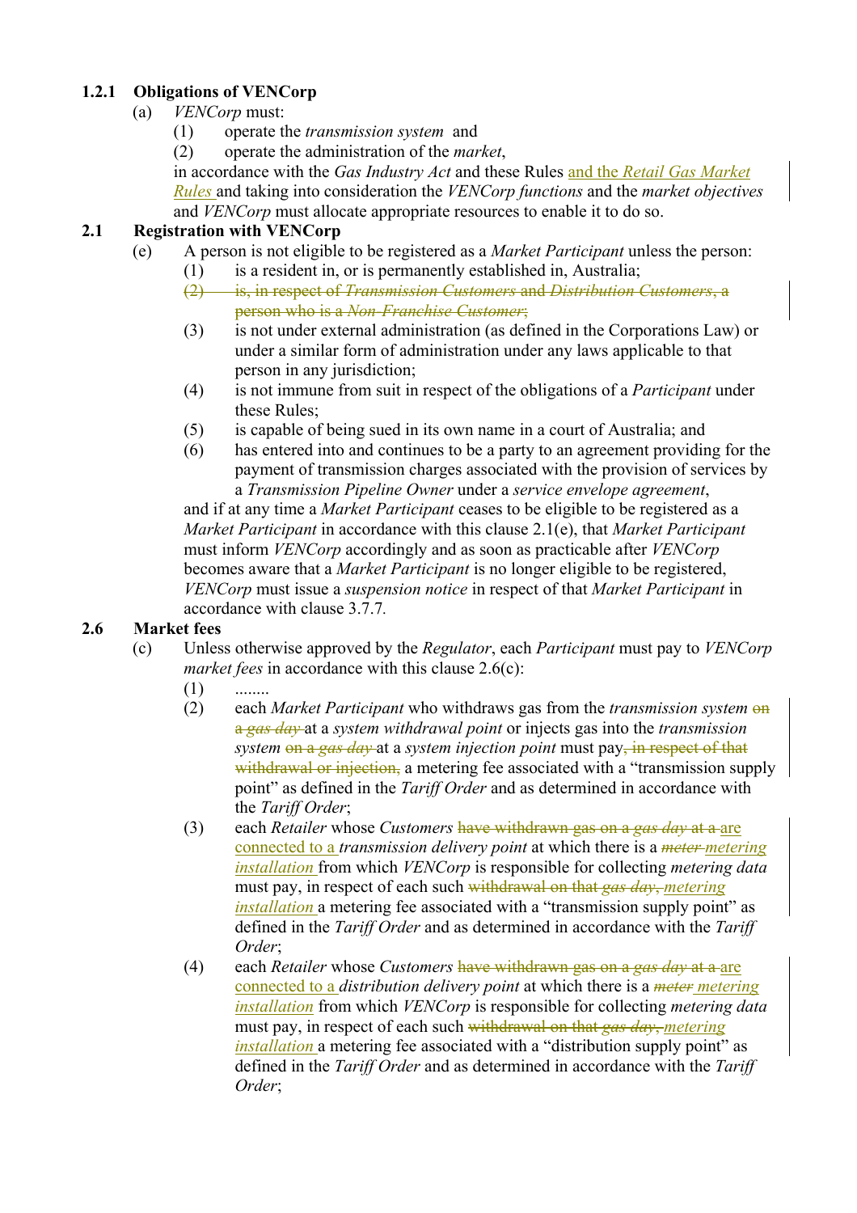### 1.2.1 Obligations of VENCorp

(a) *VENCorp* must:

(1) operate the *transmission system* and

(2) operate the administration of the *market*,

in accordance with the *Gas Industry Act* and these Rules <ins>and the *Retail Gas Market Rules*</ins> and taking into consideration the *VENCorp functions* and the *market objectives* and *VENCorp* must allocate appropriate resources to enable it to do so.

### 2.1 Registration with VENCorp

(e) A person is not eligible to be registered as a *Market Participant* unless the person:

(1) is a resident in, or is permanently established in, Australia;

~~(2) is, in respect of *Transmission Customers* and *Distribution Customers*, a person who is a *Non-Franchise Customer*;~~

(3) is not under external administration (as defined in the Corporations Law) or under a similar form of administration under any laws applicable to that person in any jurisdiction;

(4) is not immune from suit in respect of the obligations of a *Participant* under these Rules;

(5) is capable of being sued in its own name in a court of Australia; and

(6) has entered into and continues to be a party to an agreement providing for the payment of transmission charges associated with the provision of services by a *Transmission Pipeline Owner* under a *service envelope agreement*,

and if at any time a *Market Participant* ceases to be eligible to be registered as a *Market Participant* in accordance with this clause 2.1(e), that *Market Participant* must inform *VENCorp* accordingly and as soon as practicable after *VENCorp* becomes aware that a *Market Participant* is no longer eligible to be registered, *VENCorp* must issue a *suspension notice* in respect of that *Market Participant* in accordance with clause 3.7.7.

### 2.6 Market fees

(c) Unless otherwise approved by the *Regulator*, each *Participant* must pay to *VENCorp* *market fees* in accordance with this clause 2.6(c):

(1) ........

(2) each *Market Participant* who withdraws gas from the *transmission system* ~~on a *gas day*~~ at a *system withdrawal point* or injects gas into the *transmission system* ~~on a *gas day*~~ at a *system injection point* must pay~~, in respect of that withdrawal or injection,~~ a metering fee associated with a “transmission supply point” as defined in the *Tariff Order* and as determined in accordance with the *Tariff Order*;

(3) each *Retailer* whose *Customers* ~~have withdrawn gas on a *gas day* at a~~ <ins>are connected to a</ins> *transmission delivery point* at which there is a ~~*meter*~~ <ins>*metering installation*</ins> from which *VENCorp* is responsible for collecting *metering data* must pay, in respect of each such ~~withdrawal on that *gas day*,~~ <ins>*metering installation*</ins> a metering fee associated with a “transmission supply point” as defined in the *Tariff Order* and as determined in accordance with the *Tariff Order*;

(4) each *Retailer* whose *Customers* ~~have withdrawn gas on a *gas day* at a~~ <ins>are connected to a</ins> *distribution delivery point* at which there is a ~~*meter*~~ <ins>*metering installation*</ins> from which *VENCorp* is responsible for collecting *metering data* must pay, in respect of each such ~~withdrawal on that *gas day*,~~ <ins>*metering installation*</ins> a metering fee associated with a “distribution supply point” as defined in the *Tariff Order* and as determined in accordance with the *Tariff Order*;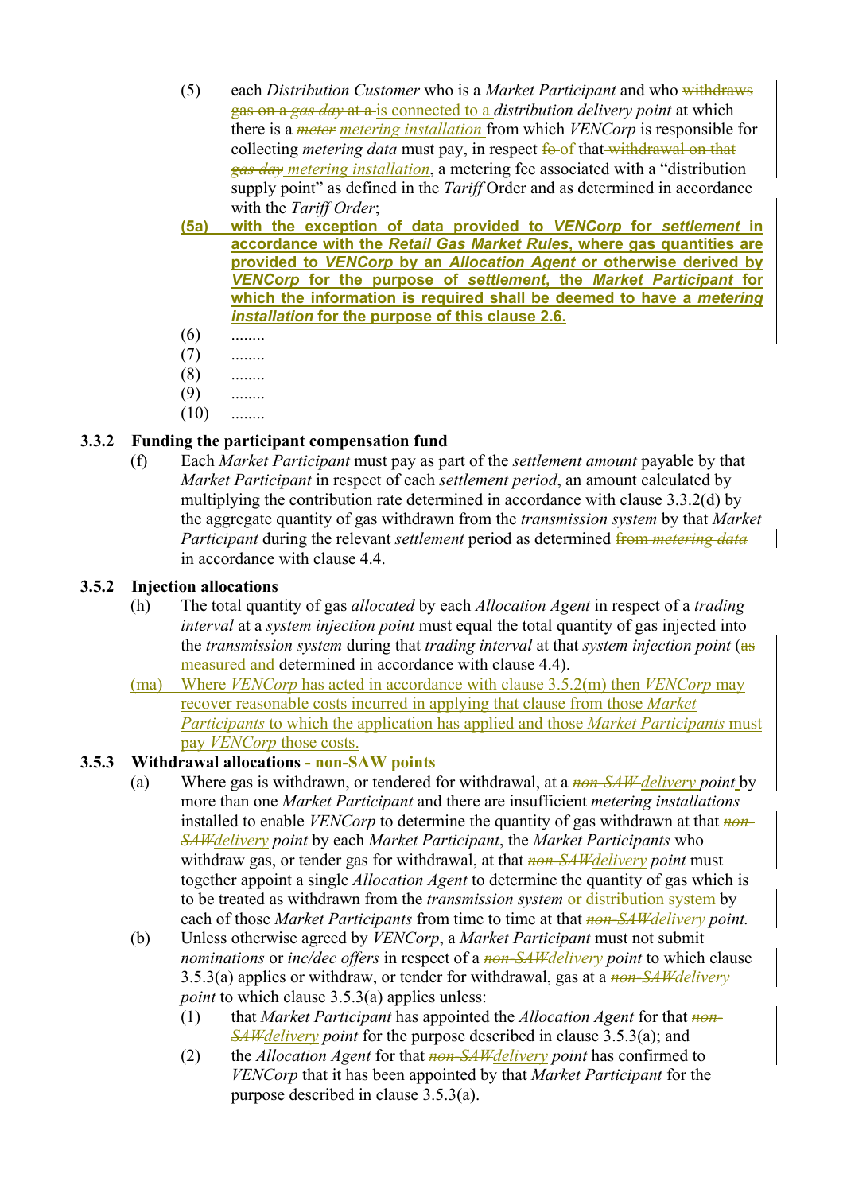(5) each *Distribution Customer* who is a *Market Participant* and who ~~withdraws gas on a *gas day* at a~~ is connected to a *distribution delivery point* at which there is a ~~*meter*~~ *metering installation* from which *VENCorp* is responsible for collecting *metering data* must pay, in respect ~~fo~~ of that ~~withdrawal on that *gas day*~~ *metering installation*, a metering fee associated with a "distribution supply point" as defined in the *Tariff* Order and as determined in accordance with the *Tariff Order*;

**(5a) with the exception of data provided to *VENCorp* for *settlement* in accordance with the *Retail Gas Market Rules*, where gas quantities are provided to *VENCorp* by an *Allocation Agent* or otherwise derived by *VENCorp* for the purpose of *settlement*, the *Market Participant* for which the information is required shall be deemed to have a *metering installation* for the purpose of this clause 2.6.**

(6) ........

(7) ........

(8) ........

(9) ........

(10) ........

### 3.3.2 Funding the participant compensation fund

(f) Each *Market Participant* must pay as part of the *settlement amount* payable by that *Market Participant* in respect of each *settlement period*, an amount calculated by multiplying the contribution rate determined in accordance with clause 3.3.2(d) by the aggregate quantity of gas withdrawn from the *transmission system* by that *Market Participant* during the relevant *settlement* period as determined ~~from *metering data*~~ in accordance with clause 4.4.

### 3.5.2 Injection allocations

(h) The total quantity of gas *allocated* by each *Allocation Agent* in respect of a *trading interval* at a *system injection point* must equal the total quantity of gas injected into the *transmission system* during that *trading interval* at that *system injection point* (~~as measured and~~ determined in accordance with clause 4.4).

(ma) Where *VENCorp* has acted in accordance with clause 3.5.2(m) then *VENCorp* may recover reasonable costs incurred in applying that clause from those *Market Participants* to which the application has applied and those *Market Participants* must pay *VENCorp* those costs.

### 3.5.3 Withdrawal allocations ~~– non-SAW points~~

(a) Where gas is withdrawn, or tendered for withdrawal, at a ~~*non-SAW*~~ *delivery point* by more than one *Market Participant* and there are insufficient *metering installations* installed to enable *VENCorp* to determine the quantity of gas withdrawn at that ~~*non-SAW*~~*delivery point* by each *Market Participant*, the *Market Participants* who withdraw gas, or tender gas for withdrawal, at that ~~*non-SAW*~~*delivery point* must together appoint a single *Allocation Agent* to determine the quantity of gas which is to be treated as withdrawn from the *transmission system* or distribution system by each of those *Market Participants* from time to time at that ~~*non-SAW*~~*delivery point.*

(b) Unless otherwise agreed by *VENCorp*, a *Market Participant* must not submit *nominations* or *inc/dec offers* in respect of a ~~*non-SAW*~~*delivery point* to which clause 3.5.3(a) applies or withdraw, or tender for withdrawal, gas at a ~~*non-SAW*~~*delivery point* to which clause 3.5.3(a) applies unless:

(1) that *Market Participant* has appointed the *Allocation Agent* for that ~~*non-SAW*~~*delivery point* for the purpose described in clause 3.5.3(a); and

(2) the *Allocation Agent* for that ~~*non-SAW*~~*delivery point* has confirmed to *VENCorp* that it has been appointed by that *Market Participant* for the purpose described in clause 3.5.3(a).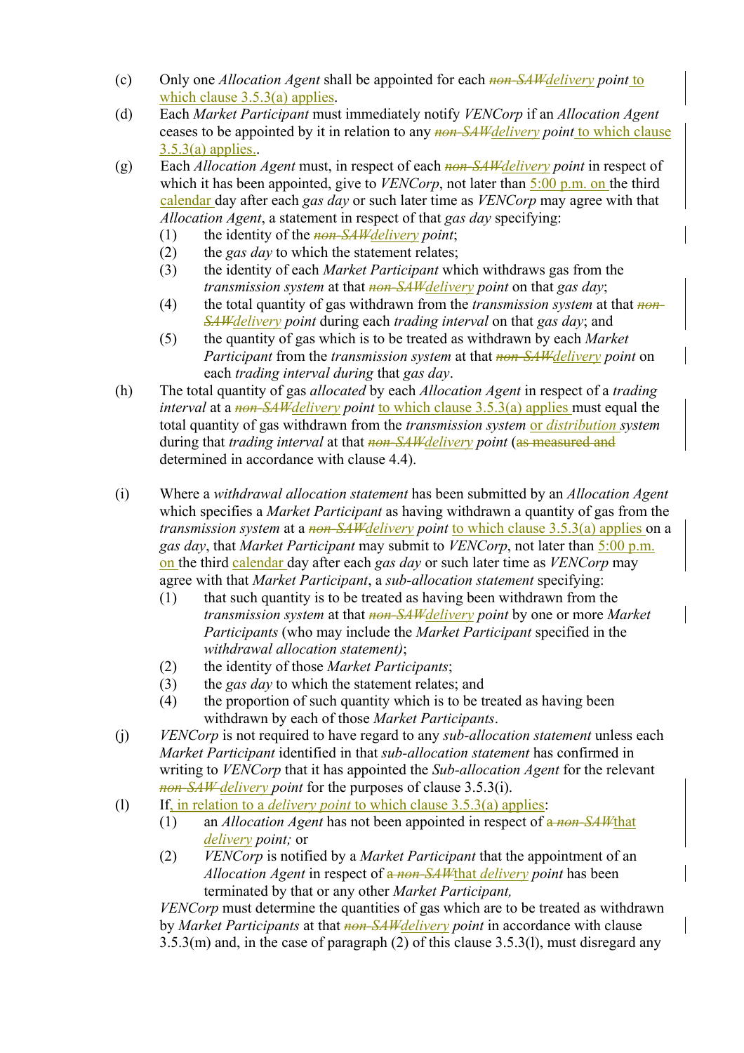(c) Only one *Allocation Agent* shall be appointed for each ~~*non-SAW*~~*delivery* *point* to which clause 3.5.3(a) applies.

(d) Each *Market Participant* must immediately notify *VENCorp* if an *Allocation Agent* ceases to be appointed by it in relation to any ~~*non-SAW*~~*delivery* *point* to which clause 3.5.3(a) applies..

(g) Each *Allocation Agent* must, in respect of each ~~*non-SAW*~~*delivery* *point* in respect of which it has been appointed, give to *VENCorp*, not later than 5:00 p.m. on the third calendar day after each *gas day* or such later time as *VENCorp* may agree with that *Allocation Agent*, a statement in respect of that *gas day* specifying:

  (1) the identity of the ~~*non-SAW*~~*delivery* *point*;

  (2) the *gas day* to which the statement relates;

  (3) the identity of each *Market Participant* which withdraws gas from the *transmission system* at that ~~*non-SAW*~~*delivery* *point* on that *gas day*;

  (4) the total quantity of gas withdrawn from the *transmission system* at that ~~*non-SAW*~~*delivery* *point* during each *trading interval* on that *gas day*; and

  (5) the quantity of gas which is to be treated as withdrawn by each *Market Participant* from the *transmission system* at that ~~*non-SAW*~~*delivery* *point* on each *trading interval during* that *gas day*.

(h) The total quantity of gas *allocated* by each *Allocation Agent* in respect of a *trading interval* at a ~~*non-SAW*~~*delivery* *point* to which clause 3.5.3(a) applies must equal the total quantity of gas withdrawn from the *transmission system* or *distribution* system during that *trading interval* at that ~~*non-SAW*~~*delivery* *point* (~~as measured and~~ determined in accordance with clause 4.4).

(i) Where a *withdrawal allocation statement* has been submitted by an *Allocation Agent* which specifies a *Market Participant* as having withdrawn a quantity of gas from the *transmission system* at a ~~*non-SAW*~~*delivery* *point* to which clause 3.5.3(a) applies on a *gas day*, that *Market Participant* may submit to *VENCorp*, not later than 5:00 p.m. on the third calendar day after each *gas day* or such later time as *VENCorp* may agree with that *Market Participant*, a *sub-allocation statement* specifying:

  (1) that such quantity is to be treated as having been withdrawn from the *transmission system* at that ~~*non-SAW*~~*delivery* *point* by one or more *Market Participants* (who may include the *Market Participant* specified in the *withdrawal allocation statement)*;

  (2) the identity of those *Market Participants*;

  (3) the *gas day* to which the statement relates; and

  (4) the proportion of such quantity which is to be treated as having been withdrawn by each of those *Market Participants*.

(j) *VENCorp* is not required to have regard to any *sub-allocation statement* unless each *Market Participant* identified in that *sub-allocation statement* has confirmed in writing to *VENCorp* that it has appointed the *Sub-allocation Agent* for the relevant ~~*non-SAW*~~ *delivery* *point* for the purposes of clause 3.5.3(i).

(l) If, in relation to a *delivery point* to which clause 3.5.3(a) applies:

  (1) an *Allocation Agent* has not been appointed in respect of ~~a~~ ~~*non-SAW*~~that *delivery* *point;* or

  (2) *VENCorp* is notified by a *Market Participant* that the appointment of an *Allocation Agent* in respect of ~~a~~ ~~*non-SAW*~~that *delivery* *point* has been terminated by that or any other *Market Participant,*

*VENCorp* must determine the quantities of gas which are to be treated as withdrawn by *Market Participants* at that ~~*non-SAW*~~*delivery* *point* in accordance with clause 3.5.3(m) and, in the case of paragraph (2) of this clause 3.5.3(l), must disregard any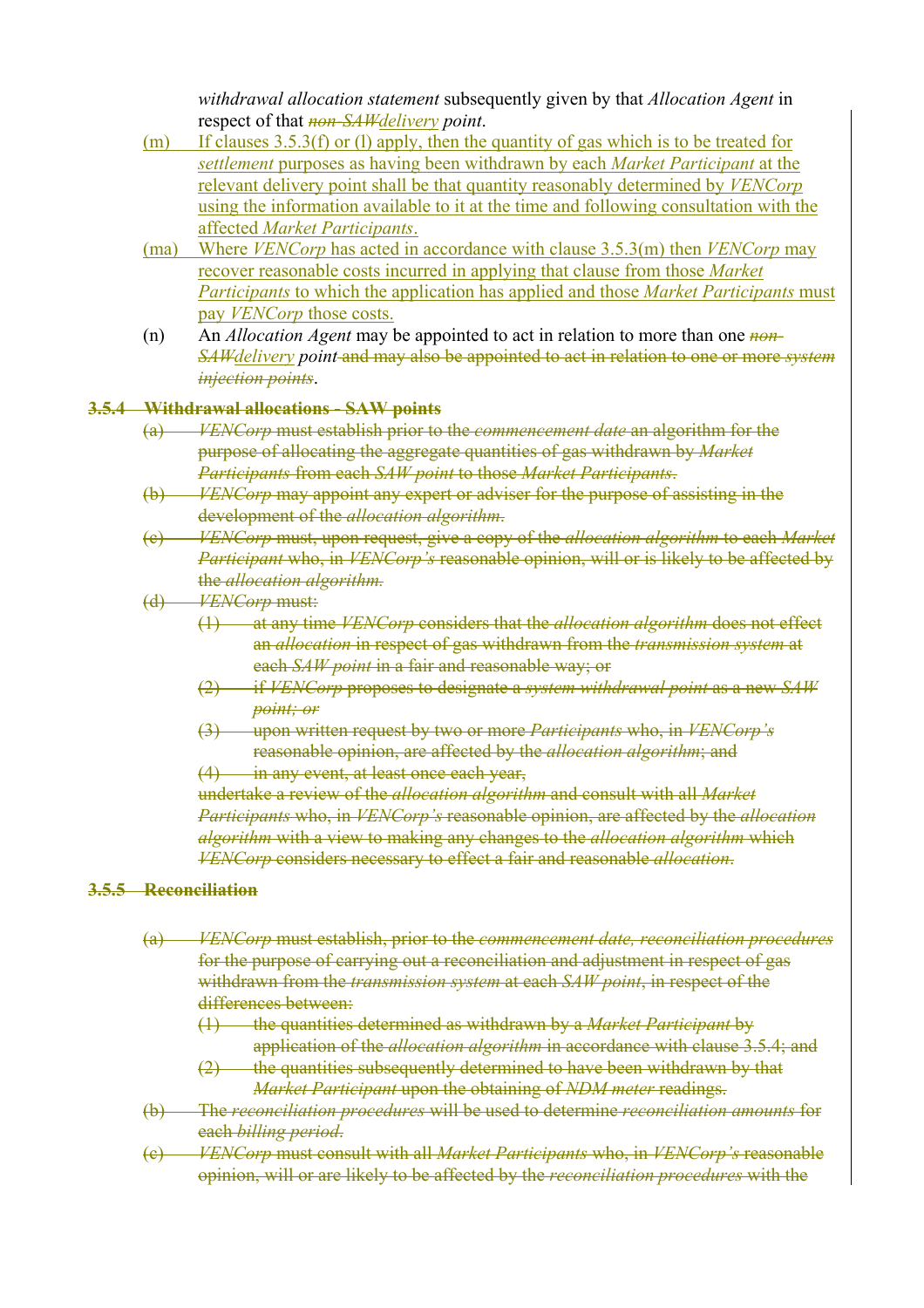*withdrawal allocation statement* subsequently given by that *Allocation Agent* in respect of that ~~*non-SAW*~~*delivery point*.

(m) If clauses 3.5.3(f) or (l) apply, then the quantity of gas which is to be treated for *settlement* purposes as having been withdrawn by each *Market Participant* at the relevant delivery point shall be that quantity reasonably determined by *VENCorp* using the information available to it at the time and following consultation with the affected *Market Participants*.

(ma) Where *VENCorp* has acted in accordance with clause 3.5.3(m) then *VENCorp* may recover reasonable costs incurred in applying that clause from those *Market Participants* to which the application has applied and those *Market Participants* must pay *VENCorp* those costs.

(n) An *Allocation Agent* may be appointed to act in relation to more than one ~~*non-SAW*~~*delivery point* ~~and may also be appointed to act in relation to one or more *system injection points*~~.

~~**3.5.4 Withdrawal allocations - SAW points**~~

~~(a) *VENCorp* must establish prior to the *commencement date* an algorithm for the purpose of allocating the aggregate quantities of gas withdrawn by *Market Participants* from each *SAW point* to those *Market Participants*.~~

~~(b) *VENCorp* may appoint any expert or adviser for the purpose of assisting in the development of the *allocation algorithm*.~~

~~(c) *VENCorp* must, upon request, give a copy of the *allocation algorithm* to each *Market Participant* who, in *VENCorp's* reasonable opinion, will or is likely to be affected by the *allocation algorithm*.~~

~~(d) *VENCorp* must:~~

~~(1) at any time *VENCorp* considers that the *allocation algorithm* does not effect an *allocation* in respect of gas withdrawn from the *transmission system* at each *SAW point* in a fair and reasonable way; or~~

~~(2) if *VENCorp* proposes to designate a *system withdrawal point* as a new *SAW point; or*~~

~~(3) upon written request by two or more *Participants* who, in *VENCorp's* reasonable opinion, are affected by the *allocation algorithm*; and~~

~~(4) in any event, at least once each year,~~

~~undertake a review of the *allocation algorithm* and consult with all *Market Participants* who, in *VENCorp's* reasonable opinion, are affected by the *allocation algorithm* with a view to making any changes to the *allocation algorithm* which *VENCorp* considers necessary to effect a fair and reasonable *allocation*.~~

~~**3.5.5 Reconciliation**~~

~~(a) *VENCorp* must establish, prior to the *commencement date, reconciliation procedures* for the purpose of carrying out a reconciliation and adjustment in respect of gas withdrawn from the *transmission system* at each *SAW point*, in respect of the differences between:~~

~~(1) the quantities determined as withdrawn by a *Market Participant* by application of the *allocation algorithm* in accordance with clause 3.5.4; and~~

~~(2) the quantities subsequently determined to have been withdrawn by that *Market Participant* upon the obtaining of *NDM meter* readings.~~

~~(b) The *reconciliation procedures* will be used to determine *reconciliation amounts* for each *billing period*.~~

~~(c) *VENCorp* must consult with all *Market Participants* who, in *VENCorp's* reasonable opinion, will or are likely to be affected by the *reconciliation procedures* with the~~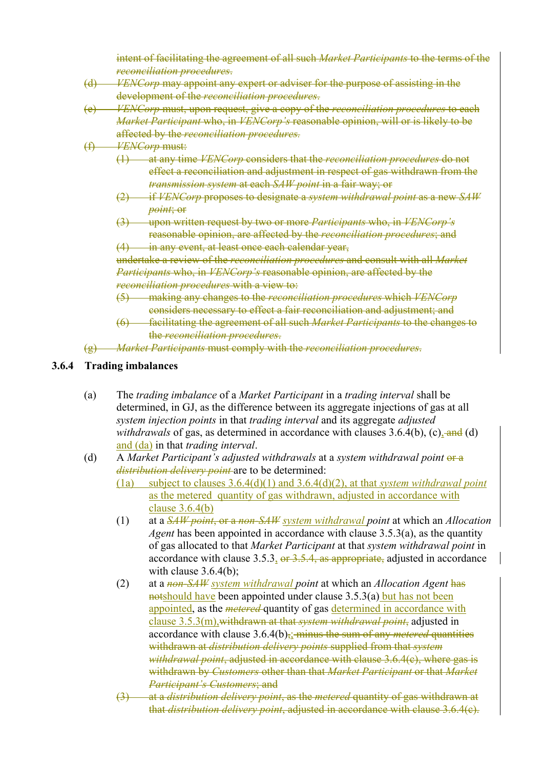~~intent of facilitating the agreement of all such *Market Participants* to the terms of the *reconciliation procedures*.~~

~~(d) *VENCorp* may appoint any expert or adviser for the purpose of assisting in the development of the *reconciliation procedures*.~~

~~(e) *VENCorp* must, upon request, give a copy of the *reconciliation procedures* to each *Market Participant* who, in *VENCorp's* reasonable opinion, will or is likely to be affected by the *reconciliation procedures*.~~

~~(f) *VENCorp* must:~~

~~(1) at any time *VENCorp* considers that the *reconciliation procedures* do not effect a reconciliation and adjustment in respect of gas withdrawn from the *transmission system* at each *SAW point* in a fair way; or~~

~~(2) if *VENCorp* proposes to designate a *system withdrawal point* as a new *SAW point*; or~~

~~(3) upon written request by two or more *Participants* who, in *VENCorp's* reasonable opinion, are affected by the *reconciliation procedures*; and~~

~~(4) in any event, at least once each calendar year,~~

~~undertake a review of the *reconciliation procedures* and consult with all *Market Participants* who, in *VENCorp's* reasonable opinion, are affected by the *reconciliation procedures* with a view to:~~

~~(5) making any changes to the *reconciliation procedures* which *VENCorp* considers necessary to effect a fair reconciliation and adjustment; and~~

~~(6) facilitating the agreement of all such *Market Participants* to the changes to the *reconciliation procedures*.~~

~~(g) *Market Participants* must comply with the *reconciliation procedures*.~~

### 3.6.4 Trading imbalances

(a) The *trading imbalance* of a *Market Participant* in a *trading interval* shall be determined, in GJ, as the difference between its aggregate injections of gas at all *system injection points* in that *trading interval* and its aggregate *adjusted withdrawals* of gas, as determined in accordance with clauses 3.6.4(b), (c)<u>,</u> ~~and~~ (d) <u>and (da)</u> in that *trading interval*.

(d) A *Market Participant's adjusted withdrawals* at a *system withdrawal point* ~~or a *distribution delivery point*~~ are to be determined:

<u>(1a) subject to clauses 3.6.4(d)(1) and 3.6.4(d)(2), at that *system withdrawal point* as the metered quantity of gas withdrawn, adjusted in accordance with clause 3.6.4(b)</u>

(1) at a ~~*SAW point*, or a *non-SAW*~~ <u>*system withdrawal*</u> *point* at which an *Allocation Agent* has been appointed in accordance with clause 3.5.3(a), as the quantity of gas allocated to that *Market Participant* at that *system withdrawal point* in accordance with clause 3.5.3~~, or 3.5.4, as appropriate,~~ adjusted in accordance with clause 3.6.4(b);

(2) at a ~~*non-SAW*~~ <u>*system withdrawal*</u> *point* at which an *Allocation Agent* ~~has not~~<u>should have</u> been appointed under clause 3.5.3(a) <u>but has not been appointed</u>, as the ~~*metered*~~ quantity of gas <u>determined in accordance with clause 3.5.3(m),</u>~~withdrawn at that *system withdrawal point*,~~ adjusted in accordance with clause 3.6.4(b)<u>.</u>~~; minus the sum of any *metered* quantities withdrawn at *distribution delivery points* supplied from that *system withdrawal point*, adjusted in accordance with clause 3.6.4(c), where gas is withdrawn by *Customers* other than that *Market Participant* or that *Market Participant's Customers*; and~~

~~(3) at a *distribution delivery point*, as the *metered* quantity of gas withdrawn at that *distribution delivery point*, adjusted in accordance with clause 3.6.4(c).~~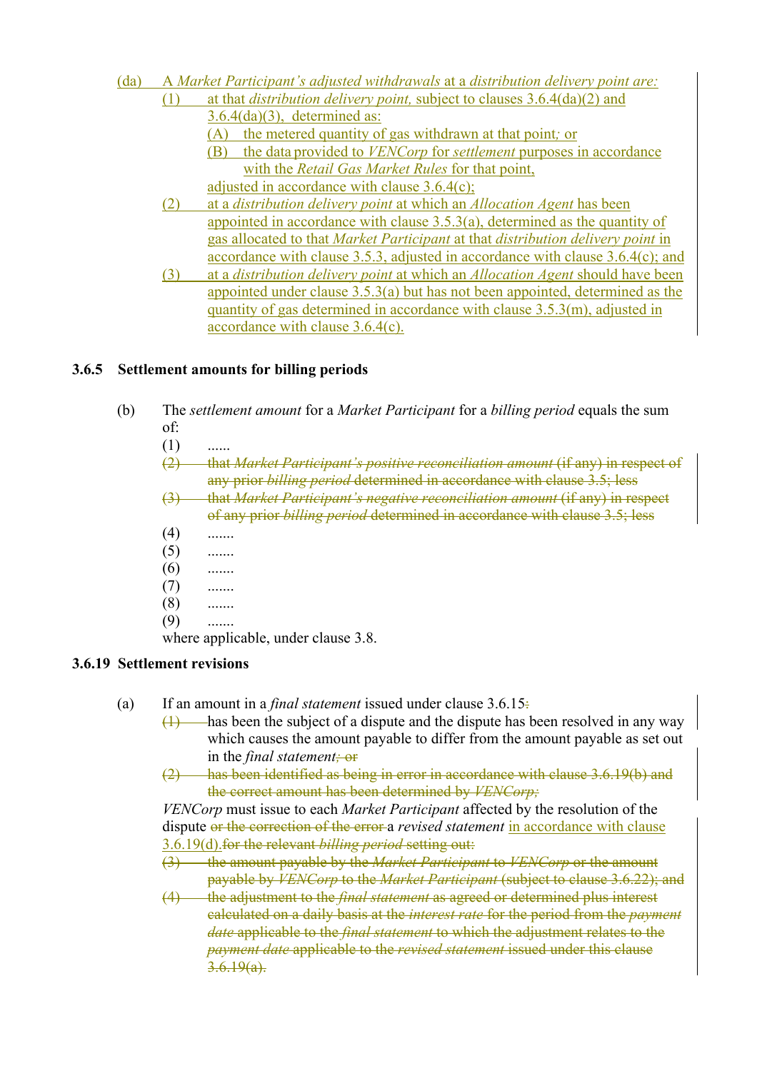(da) A *Market Participant's adjusted withdrawals* at a *distribution delivery point are:*

(1) at that *distribution delivery point,* subject to clauses 3.6.4(da)(2) and 3.6.4(da)(3), determined as:

(A) the metered quantity of gas withdrawn at that point; or

(B) the data provided to *VENCorp* for *settlement* purposes in accordance with the *Retail Gas Market Rules* for that point,

adjusted in accordance with clause 3.6.4(c);

(2) at a *distribution delivery point* at which an *Allocation Agent* has been appointed in accordance with clause 3.5.3(a), determined as the quantity of gas allocated to that *Market Participant* at that *distribution delivery point* in accordance with clause 3.5.3, adjusted in accordance with clause 3.6.4(c); and

(3) at a *distribution delivery point* at which an *Allocation Agent* should have been appointed under clause 3.5.3(a) but has not been appointed, determined as the quantity of gas determined in accordance with clause 3.5.3(m), adjusted in accordance with clause 3.6.4(c).

### 3.6.5 Settlement amounts for billing periods

(b) The *settlement amount* for a *Market Participant* for a *billing period* equals the sum of:

(1) ......

~~(2) that *Market Participant's positive reconciliation amount* (if any) in respect of any prior *billing period* determined in accordance with clause 3.5; less~~

~~(3) that *Market Participant's negative reconciliation amount* (if any) in respect of any prior *billing period* determined in accordance with clause 3.5; less~~

(4) .......

(5) .......

(6) .......

(7) .......

(8) .......

(9) .......

where applicable, under clause 3.8.

### 3.6.19 Settlement revisions

(a) If an amount in a *final statement* issued under clause 3.6.15~~:~~

~~(1)~~ has been the subject of a dispute and the dispute has been resolved in any way which causes the amount payable to differ from the amount payable as set out in the *final statement*~~; or~~

~~(2) has been identified as being in error in accordance with clause 3.6.19(b) and the correct amount has been determined by *VENCorp;*~~

*VENCorp* must issue to each *Market Participant* affected by the resolution of the dispute ~~or the correction of the error~~ a *revised statement* in accordance with clause 3.6.19(d).~~for the relevant *billing period* setting out:~~

~~(3) the amount payable by the *Market Participant* to *VENCorp* or the amount payable by *VENCorp* to the *Market Participant* (subject to clause 3.6.22); and~~

~~(4) the adjustment to the *final statement* as agreed or determined plus interest calculated on a daily basis at the *interest rate* for the period from the *payment date* applicable to the *final statement* to which the adjustment relates to the *payment date* applicable to the *revised statement* issued under this clause 3.6.19(a).~~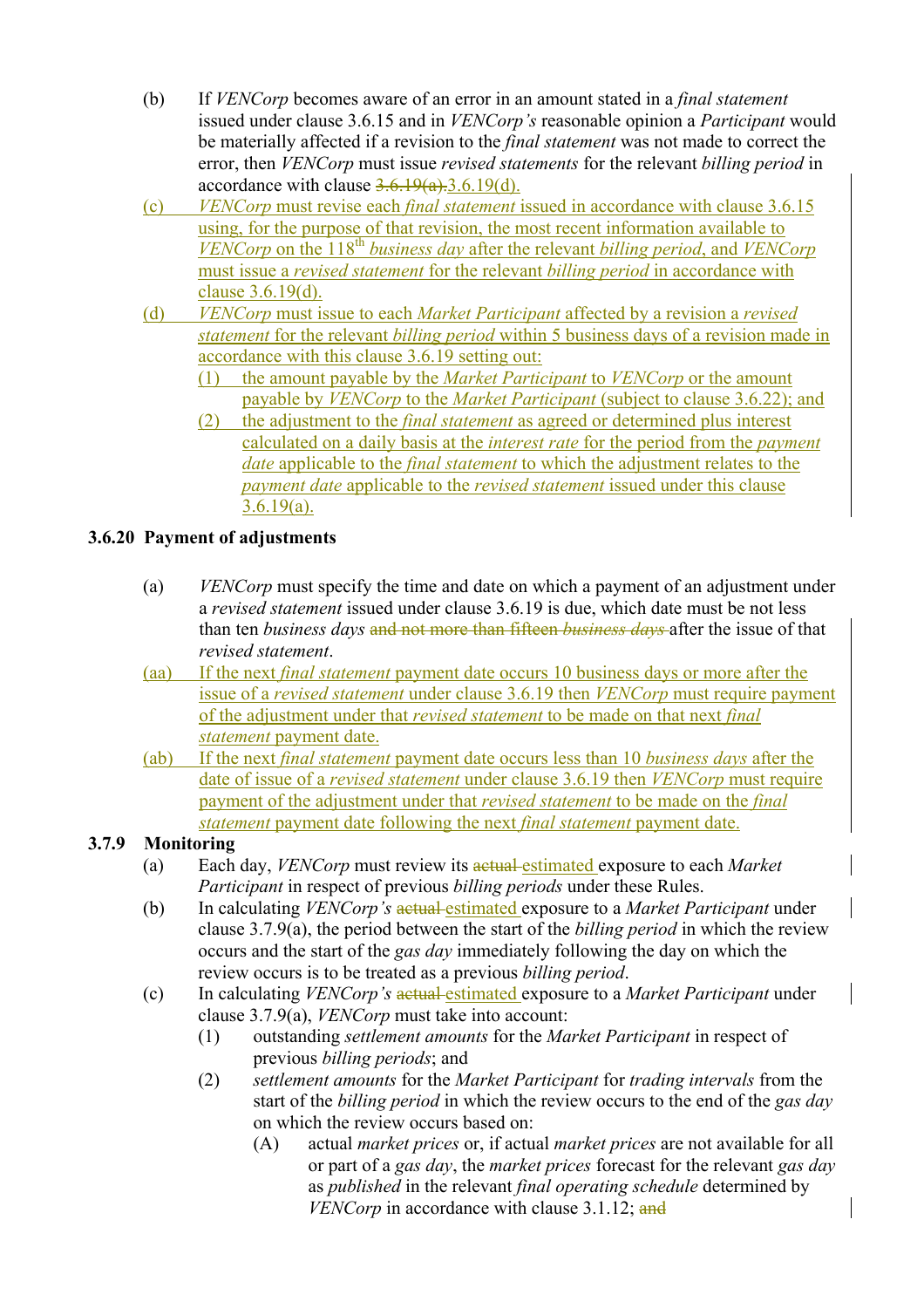(b) If *VENCorp* becomes aware of an error in an amount stated in a *final statement* issued under clause 3.6.15 and in *VENCorp's* reasonable opinion a *Participant* would be materially affected if a revision to the *final statement* was not made to correct the error, then *VENCorp* must issue *revised statements* for the relevant *billing period* in accordance with clause ~~3.6.19(a).~~3.6.19(d).

(c) *VENCorp* must revise each *final statement* issued in accordance with clause 3.6.15 using, for the purpose of that revision, the most recent information available to *VENCorp* on the 118th *business day* after the relevant *billing period*, and *VENCorp* must issue a *revised statement* for the relevant *billing period* in accordance with clause 3.6.19(d).

(d) *VENCorp* must issue to each *Market Participant* affected by a revision a *revised statement* for the relevant *billing period* within 5 business days of a revision made in accordance with this clause 3.6.19 setting out:

(1) the amount payable by the *Market Participant* to *VENCorp* or the amount payable by *VENCorp* to the *Market Participant* (subject to clause 3.6.22); and

(2) the adjustment to the *final statement* as agreed or determined plus interest calculated on a daily basis at the *interest rate* for the period from the *payment date* applicable to the *final statement* to which the adjustment relates to the *payment date* applicable to the *revised statement* issued under this clause 3.6.19(a).

### 3.6.20 Payment of adjustments

(a) *VENCorp* must specify the time and date on which a payment of an adjustment under a *revised statement* issued under clause 3.6.19 is due, which date must be not less than ten *business days* ~~and not more than fifteen *business days*~~ after the issue of that *revised statement*.

(aa) If the next *final statement* payment date occurs 10 business days or more after the issue of a *revised statement* under clause 3.6.19 then *VENCorp* must require payment of the adjustment under that *revised statement* to be made on that next *final statement* payment date.

(ab) If the next *final statement* payment date occurs less than 10 *business days* after the date of issue of a *revised statement* under clause 3.6.19 then *VENCorp* must require payment of the adjustment under that *revised statement* to be made on the *final statement* payment date following the next *final statement* payment date.

### 3.7.9 Monitoring

(a) Each day, *VENCorp* must review its ~~actual~~ estimated exposure to each *Market Participant* in respect of previous *billing periods* under these Rules.

(b) In calculating *VENCorp's* ~~actual~~ estimated exposure to a *Market Participant* under clause 3.7.9(a), the period between the start of the *billing period* in which the review occurs and the start of the *gas day* immediately following the day on which the review occurs is to be treated as a previous *billing period*.

(c) In calculating *VENCorp's* ~~actual~~ estimated exposure to a *Market Participant* under clause 3.7.9(a), *VENCorp* must take into account:

(1) outstanding *settlement amounts* for the *Market Participant* in respect of previous *billing periods*; and

(2) *settlement amounts* for the *Market Participant* for *trading intervals* from the start of the *billing period* in which the review occurs to the end of the *gas day* on which the review occurs based on:

(A) actual *market prices* or, if actual *market prices* are not available for all or part of a *gas day*, the *market prices* forecast for the relevant *gas day* as *published* in the relevant *final operating schedule* determined by *VENCorp* in accordance with clause 3.1.12; ~~and~~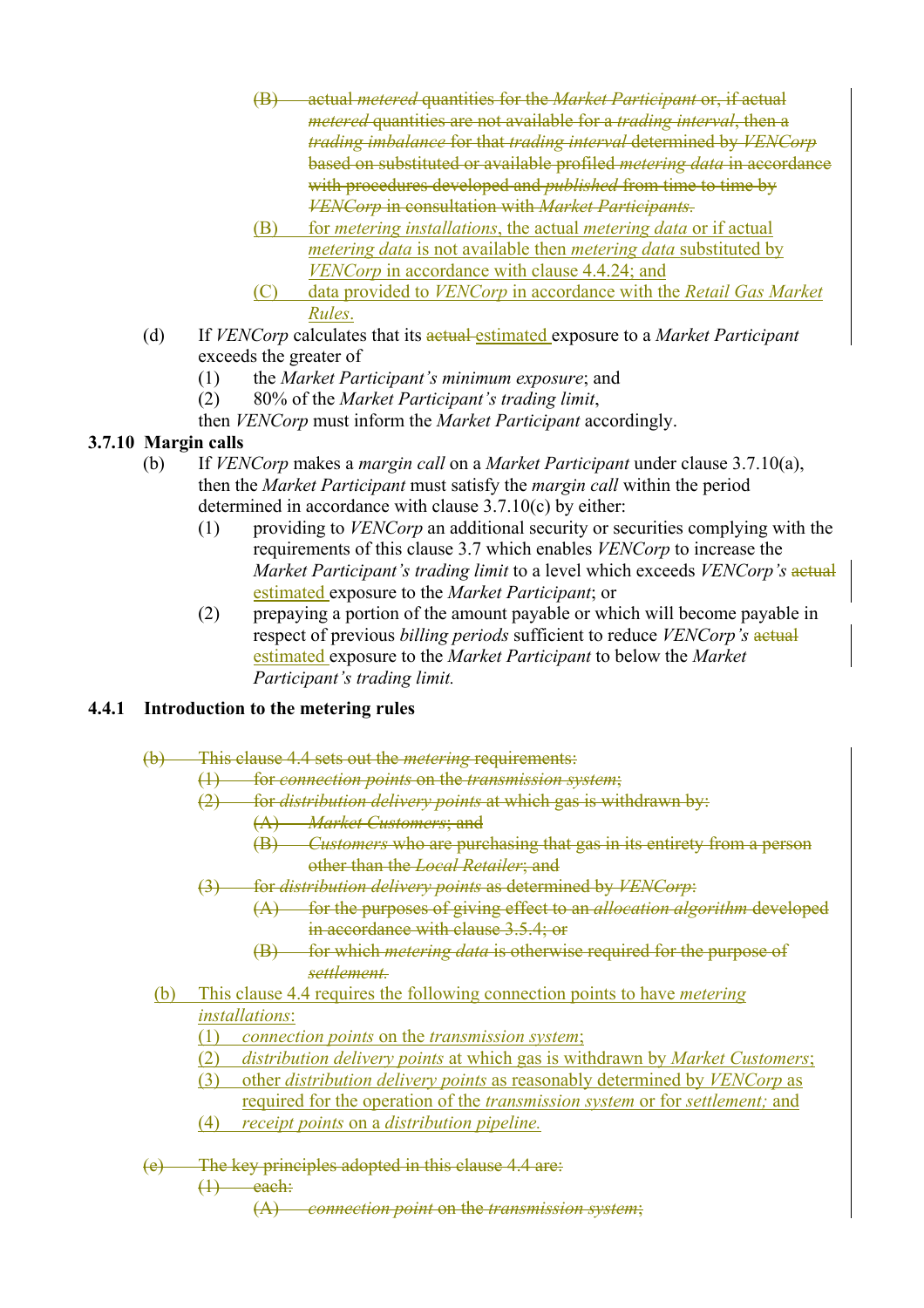~~(B) actual *metered* quantities for the *Market Participant* or, if actual *metered* quantities are not available for a *trading interval*, then a *trading imbalance* for that *trading interval* determined by *VENCorp* based on substituted or available profiled *metering data* in accordance with procedures developed and *published* from time to time by *VENCorp* in consultation with *Market Participants.*~~

(B) for *metering installations*, the actual *metering data* or if actual *metering data* is not available then *metering data* substituted by *VENCorp* in accordance with clause 4.4.24; and

(C) data provided to *VENCorp* in accordance with the *Retail Gas Market Rules*.

(d) If *VENCorp* calculates that its ~~actual~~ estimated exposure to a *Market Participant* exceeds the greater of

(1) the *Market Participant's minimum exposure*; and

(2) 80% of the *Market Participant's trading limit*,

then *VENCorp* must inform the *Market Participant* accordingly.

**3.7.10 Margin calls**

(b) If *VENCorp* makes a *margin call* on a *Market Participant* under clause 3.7.10(a), then the *Market Participant* must satisfy the *margin call* within the period determined in accordance with clause 3.7.10(c) by either:

(1) providing to *VENCorp* an additional security or securities complying with the requirements of this clause 3.7 which enables *VENCorp* to increase the *Market Participant's trading limit* to a level which exceeds *VENCorp's* ~~actual~~ estimated exposure to the *Market Participant*; or

(2) prepaying a portion of the amount payable or which will become payable in respect of previous *billing periods* sufficient to reduce *VENCorp's* ~~actual~~ estimated exposure to the *Market Participant* to below the *Market Participant's trading limit.*

**4.4.1 Introduction to the metering rules**

~~(b) This clause 4.4 sets out the *metering* requirements:~~

~~(1) for *connection points* on the *transmission system*;~~

~~(2) for *distribution delivery points* at which gas is withdrawn by:~~

~~(A) *Market Customers*; and~~

~~(B) *Customers* who are purchasing that gas in its entirety from a person other than the *Local Retailer*; and~~

~~(3) for *distribution delivery points* as determined by *VENCorp*:~~

~~(A) for the purposes of giving effect to an *allocation algorithm* developed in accordance with clause 3.5.4; or~~

~~(B) for which *metering data* is otherwise required for the purpose of *settlement.*~~

(b) This clause 4.4 requires the following connection points to have *metering installations*:

(1) *connection points* on the *transmission system*;

(2) *distribution delivery points* at which gas is withdrawn by *Market Customers*;

(3) other *distribution delivery points* as reasonably determined by *VENCorp* as required for the operation of the *transmission system* or for *settlement;* and

(4) *receipt points* on a *distribution pipeline.*

~~(e) The key principles adopted in this clause 4.4 are:~~

~~(1) each:~~

~~(A) *connection point* on the *transmission system*;~~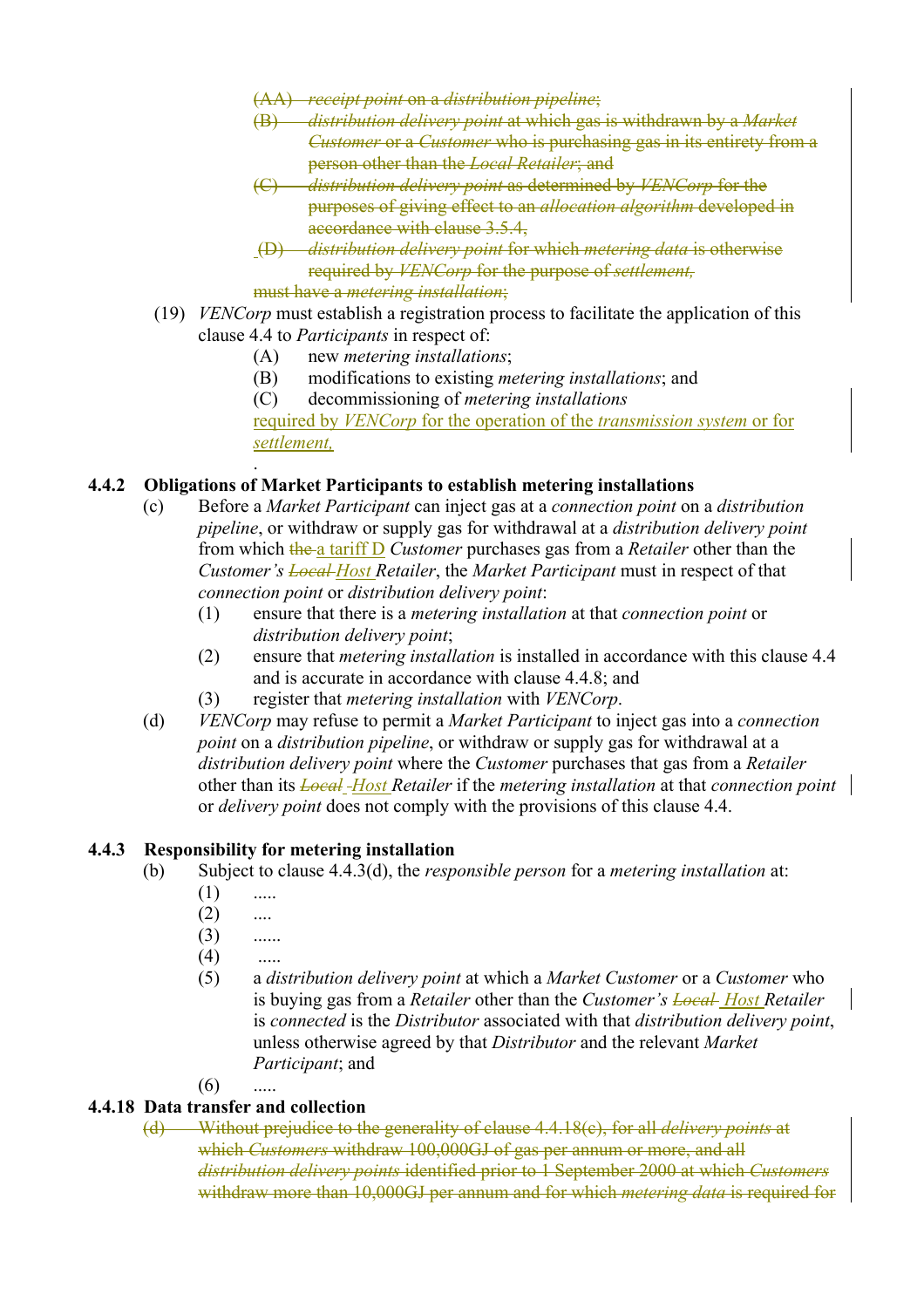~~(AA) *receipt point* on a *distribution pipeline*;~~

~~(B) *distribution delivery point* at which gas is withdrawn by a *Market Customer* or a *Customer* who is purchasing gas in its entirety from a person other than the *Local Retailer*; and~~

~~(C) *distribution delivery point* as determined by *VENCorp* for the purposes of giving effect to an *allocation algorithm* developed in accordance with clause 3.5.4,~~

~~(D) *distribution delivery point* for which *metering data* is otherwise required by *VENCorp* for the purpose of *settlement*,~~

~~must have a *metering installation*;~~

(19) *VENCorp* must establish a registration process to facilitate the application of this clause 4.4 to *Participants* in respect of:

(A) new *metering installations*;

(B) modifications to existing *metering installations*; and

(C) decommissioning of *metering installations*

required by *VENCorp* for the operation of the *transmission system* or for *settlement*.

.

### 4.4.2 Obligations of Market Participants to establish metering installations

(c) Before a *Market Participant* can inject gas at a *connection point* on a *distribution pipeline*, or withdraw or supply gas for withdrawal at a *distribution delivery point* from which ~~the~~ a tariff D *Customer* purchases gas from a *Retailer* other than the *Customer's* ~~*Local*~~ *Host* *Retailer*, the *Market Participant* must in respect of that *connection point* or *distribution delivery point*:

(1) ensure that there is a *metering installation* at that *connection point* or *distribution delivery point*;

(2) ensure that *metering installation* is installed in accordance with this clause 4.4 and is accurate in accordance with clause 4.4.8; and

(3) register that *metering installation* with *VENCorp*.

(d) *VENCorp* may refuse to permit a *Market Participant* to inject gas into a *connection point* on a *distribution pipeline*, or withdraw or supply gas for withdrawal at a *distribution delivery point* where the *Customer* purchases that gas from a *Retailer* other than its ~~*Local*~~ *Host* *Retailer* if the *metering installation* at that *connection point* or *delivery point* does not comply with the provisions of this clause 4.4.

### 4.4.3 Responsibility for metering installation

(b) Subject to clause 4.4.3(d), the *responsible person* for a *metering installation* at:

(1) .....

(2) ....

(3) ......

(4) .....

(5) a *distribution delivery point* at which a *Market Customer* or a *Customer* who is buying gas from a *Retailer* other than the *Customer's* ~~*Local*~~ *Host* *Retailer* is *connected* is the *Distributor* associated with that *distribution delivery point*, unless otherwise agreed by that *Distributor* and the relevant *Market Participant*; and

(6) .....

### 4.4.18 Data transfer and collection

~~(d) Without prejudice to the generality of clause 4.4.18(c), for all *delivery points* at which *Customers* withdraw 100,000GJ of gas per annum or more, and all *distribution delivery points* identified prior to 1 September 2000 at which *Customers* withdraw more than 10,000GJ per annum and for which *metering data* is required for~~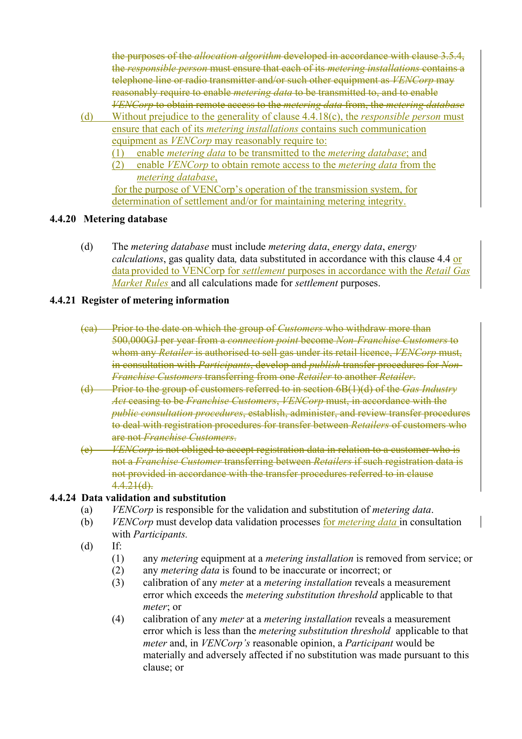~~the purposes of the *allocation algorithm* developed in accordance with clause 3.5.4, the *responsible person* must ensure that each of its *metering installations* contains a telephone line or radio transmitter and/or such other equipment as *VENCorp* may reasonably require to enable *metering data* to be transmitted to, and to enable *VENCorp* to obtain remote access to the *metering data* from, the *metering database*~~

(d) Without prejudice to the generality of clause 4.4.18(c), the *responsible person* must ensure that each of its *metering installations* contains such communication equipment as *VENCorp* may reasonably require to:

(1) enable *metering data* to be transmitted to the *metering database*; and

(2) enable *VENCorp* to obtain remote access to the *metering data* from the *metering database*,

for the purpose of VENCorp's operation of the transmission system, for determination of settlement and/or for maintaining metering integrity.

### 4.4.20 Metering database

(d) The *metering database* must include *metering data*, *energy data*, *energy calculations*, gas quality data, data substituted in accordance with this clause 4.4 or data provided to VENCorp for *settlement* purposes in accordance with the *Retail Gas Market Rules* and all calculations made for *settlement* purposes.

### 4.4.21 Register of metering information

~~(ca) Prior to the date on which the group of *Customers* who withdraw more than 500,000GJ per year from a *connection point* become *Non-Franchise Customers* to whom any *Retailer* is authorised to sell gas under its retail licence, *VENCorp* must, in consultation with *Participants*, develop and *publish* transfer procedures for *Non-Franchise Customers* transferring from one *Retailer* to another *Retailer*.~~

~~(d) Prior to the group of customers referred to in section 6B(1)(d) of the *Gas Industry Act* ceasing to be *Franchise Customers*, *VENCorp* must, in accordance with the *public consultation procedures*, establish, administer, and review transfer procedures to deal with registration procedures for transfer between *Retailers* of customers who are not *Franchise Customers*.~~

~~(e) *VENCorp* is not obliged to accept registration data in relation to a customer who is not a *Franchise Customer* transferring between *Retailers* if such registration data is not provided in accordance with the transfer procedures referred to in clause 4.4.21(d).~~

### 4.4.24 Data validation and substitution

(a) *VENCorp* is responsible for the validation and substitution of *metering data*.

(b) *VENCorp* must develop data validation processes for *metering data* in consultation with *Participants.*

(d) If:

(1) any *metering* equipment at a *metering installation* is removed from service; or

(2) any *metering data* is found to be inaccurate or incorrect; or

(3) calibration of any *meter* at a *metering installation* reveals a measurement error which exceeds the *metering substitution threshold* applicable to that *meter*; or

(4) calibration of any *meter* at a *metering installation* reveals a measurement error which is less than the *metering substitution threshold* applicable to that *meter* and, in *VENCorp's* reasonable opinion, a *Participant* would be materially and adversely affected if no substitution was made pursuant to this clause; or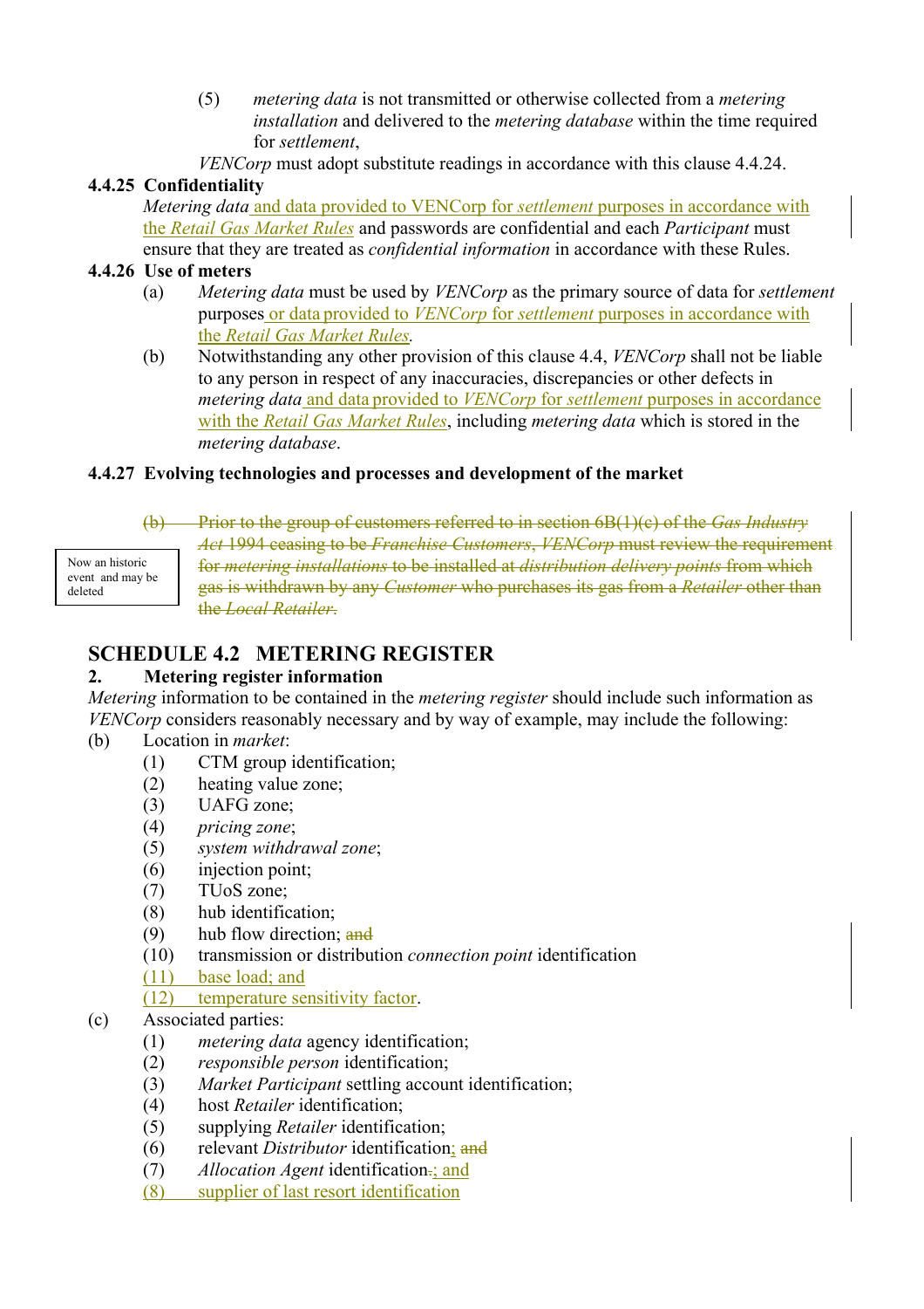(5) *metering data* is not transmitted or otherwise collected from a *metering installation* and delivered to the *metering database* within the time required for *settlement*,

*VENCorp* must adopt substitute readings in accordance with this clause 4.4.24.

**4.4.25 Confidentiality**

*Metering data* and data provided to VENCorp for *settlement* purposes in accordance with the *Retail Gas Market Rules* and passwords are confidential and each *Participant* must ensure that they are treated as *confidential information* in accordance with these Rules.

**4.4.26 Use of meters**

(a) *Metering data* must be used by *VENCorp* as the primary source of data for *settlement* purposes or data provided to *VENCorp* for *settlement* purposes in accordance with the *Retail Gas Market Rules*.

(b) Notwithstanding any other provision of this clause 4.4, *VENCorp* shall not be liable to any person in respect of any inaccuracies, discrepancies or other defects in *metering data* and data provided to *VENCorp* for *settlement* purposes in accordance with the *Retail Gas Market Rules*, including *metering data* which is stored in the *metering database*.

**4.4.27 Evolving technologies and processes and development of the market**

Now an historic event and may be deleted

~~(b) Prior to the group of customers referred to in section 6B(1)(c) of the *Gas Industry Act* 1994 ceasing to be *Franchise Customers*, *VENCorp* must review the requirement for *metering installations* to be installed at *distribution delivery points* from which gas is withdrawn by any *Customer* who purchases its gas from a *Retailer* other than the *Local Retailer*.~~

## SCHEDULE 4.2 METERING REGISTER

**2. Metering register information**

*Metering* information to be contained in the *metering register* should include such information as *VENCorp* considers reasonably necessary and by way of example, may include the following:

(b) Location in *market*:

(1) CTM group identification;
(2) heating value zone;
(3) UAFG zone;
(4) *pricing zone*;
(5) *system withdrawal zone*;
(6) injection point;
(7) TUoS zone;
(8) hub identification;
(9) hub flow direction; ~~and~~
(10) transmission or distribution *connection point* identification
(11) base load; and
(12) temperature sensitivity factor.

(c) Associated parties:

(1) *metering data* agency identification;
(2) *responsible person* identification;
(3) *Market Participant* settling account identification;
(4) host *Retailer* identification;
(5) supplying *Retailer* identification;
(6) relevant *Distributor* identification; ~~and~~
(7) *Allocation Agent* identification~~.~~; and
(8) supplier of last resort identification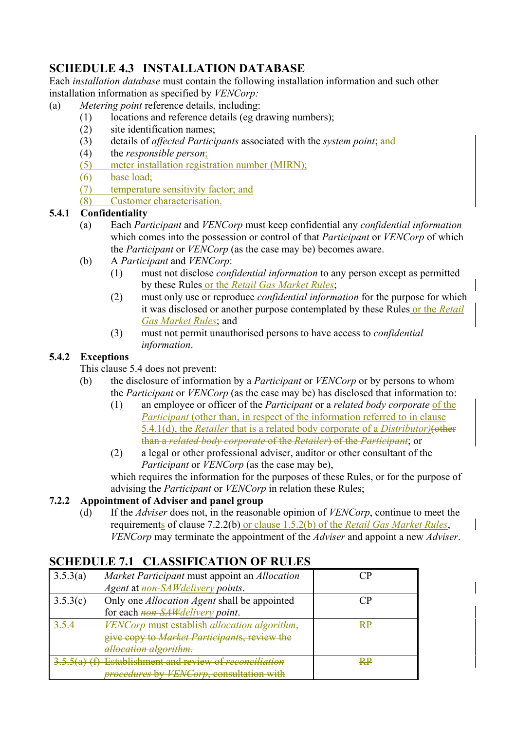## SCHEDULE 4.3 INSTALLATION DATABASE

Each *installation database* must contain the following installation information and such other installation information as specified by *VENCorp:*

(a) *Metering point* reference details, including:

  (1) locations and reference details (eg drawing numbers);

  (2) site identification names;

  (3) details of *affected Participants* associated with the *system point*; ~~and~~

  (4) the *responsible person*;

  (5) meter installation registration number (MIRN);

  (6) base load;

  (7) temperature sensitivity factor; and

  (8) Customer characterisation.

### 5.4.1 Confidentiality

(a) Each *Participant* and *VENCorp* must keep confidential any *confidential information* which comes into the possession or control of that *Participant* or *VENCorp* of which the *Participant* or *VENCorp* (as the case may be) becomes aware.

(b) A *Participant* and *VENCorp*:

  (1) must not disclose *confidential information* to any person except as permitted by these Rules or the *Retail Gas Market Rules*;

  (2) must only use or reproduce *confidential information* for the purpose for which it was disclosed or another purpose contemplated by these Rules or the *Retail Gas Market Rules*; and

  (3) must not permit unauthorised persons to have access to *confidential information*.

### 5.4.2 Exceptions

This clause 5.4 does not prevent:

(b) the disclosure of information by a *Participant* or *VENCorp* or by persons to whom the *Participant* or *VENCorp* (as the case may be) has disclosed that information to:

  (1) an employee or officer of the *Participant* or a *related body corporate* of the *Participant* (other than, in respect of the information referred to in clause 5.4.1(d), the *Retailer* that is a related body corporate of a *Distributor*)~~(other than a *related body corporate* of the *Retailer*) of the *Participant*~~; or

  (2) a legal or other professional adviser, auditor or other consultant of the *Participant* or *VENCorp* (as the case may be),

which requires the information for the purposes of these Rules, or for the purpose of advising the *Participant* or *VENCorp* in relation these Rules;

### 7.2.2 Appointment of Adviser and panel group

(d) If the *Adviser* does not, in the reasonable opinion of *VENCorp*, continue to meet the requirements of clause 7.2.2(b) or clause 1.5.2(b) of the *Retail Gas Market Rules*, *VENCorp* may terminate the appointment of the *Adviser* and appoint a new *Adviser*.

## SCHEDULE 7.1 CLASSIFICATION OF RULES

| | | |
|---|---|---|
| 3.5.3(a) | *Market Participant* must appoint an *Allocation Agent* at ~~*non-SAW*~~*delivery points*. | CP |
| 3.5.3(c) | Only one *Allocation Agent* shall be appointed for each ~~*non-SAW*~~*delivery point*. | CP |
| ~~3.5.4~~ | ~~*VENCorp* must establish *allocation algorithm*, give copy to *Market Participants*, review the *allocation algorithm*.~~ | ~~RP~~ |
| ~~3.5.5(a)-(f)~~ | ~~Establishment and review of *reconciliation procedures* by *VENCorp*, consultation with~~ | ~~RP~~ |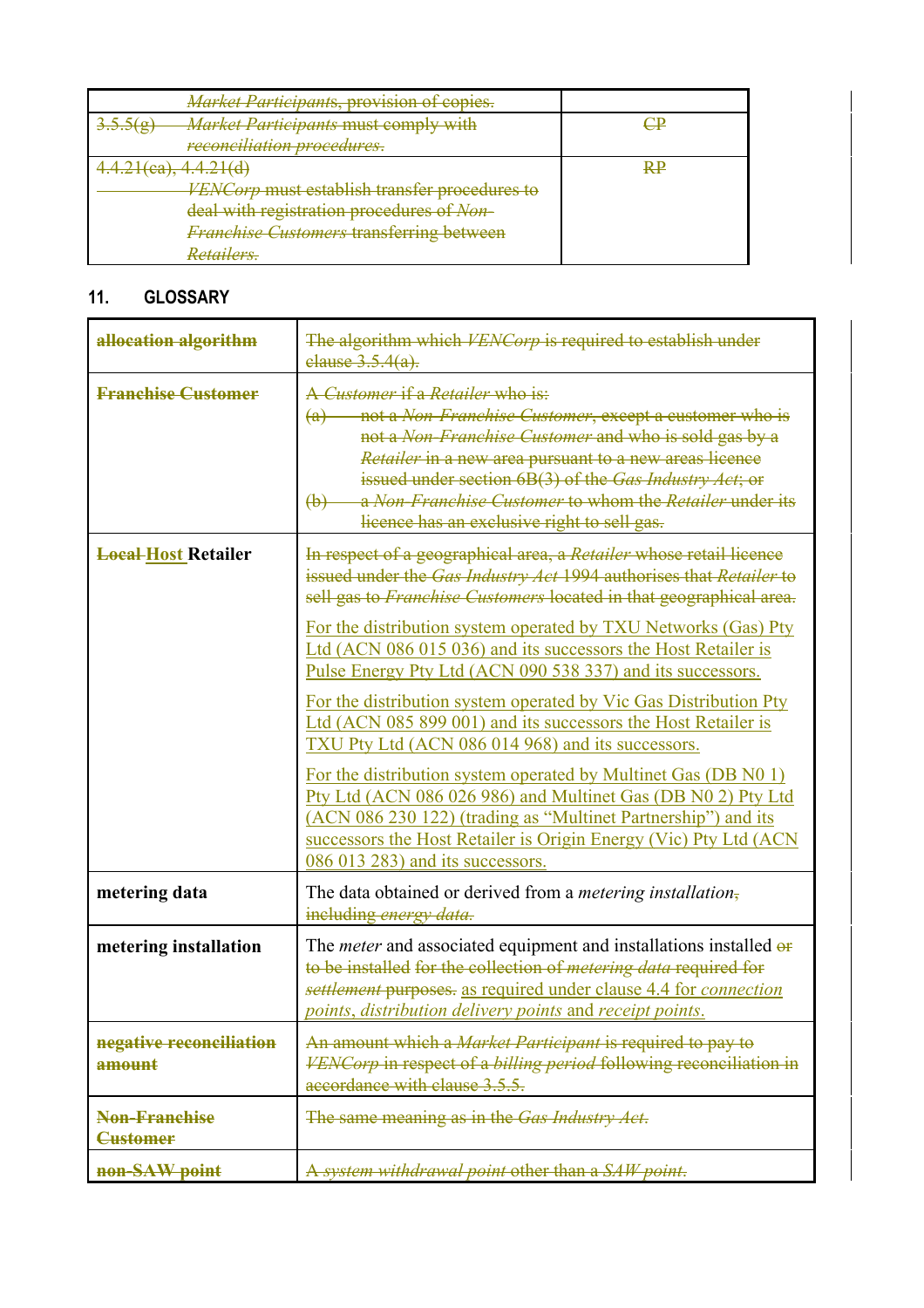| | |
|---|---|
| ~~*Market Participants*, provision of copies.~~ | |
| ~~3.5.5(g) *Market Participants* must comply with *reconciliation procedures*.~~ | ~~CP~~ |
| ~~4.4.21(ca), 4.4.21(d) *VENCorp* must establish transfer procedures to deal with registration procedures of *Non-Franchise Customers* transferring between *Retailers*.~~ | ~~RP~~ |

## 11. GLOSSARY

| | |
|---|---|
| ~~**allocation algorithm**~~ | ~~The algorithm which *VENCorp* is required to establish under clause 3.5.4(a).~~ |
| ~~**Franchise Customer**~~ | ~~A *Customer* if a *Retailer* who is:~~<br>~~(a) not a *Non-Franchise Customer*, except a customer who is not a *Non-Franchise Customer* and who is sold gas by a *Retailer* in a new area pursuant to a new areas licence issued under section 6B(3) of the *Gas Industry Act*; or~~<br>~~(b) a *Non-Franchise Customer* to whom the *Retailer* under its licence has an exclusive right to sell gas.~~ |
| **~~Local~~ <u>Host</u> Retailer** | ~~In respect of a geographical area, a *Retailer* whose retail licence issued under the *Gas Industry Act* 1994 authorises that *Retailer* to sell gas to *Franchise Customers* located in that geographical area.~~<br><br><u>For the distribution system operated by TXU Networks (Gas) Pty Ltd (ACN 086 015 036) and its successors the Host Retailer is Pulse Energy Pty Ltd (ACN 090 538 337) and its successors.</u><br><br><u>For the distribution system operated by Vic Gas Distribution Pty Ltd (ACN 085 899 001) and its successors the Host Retailer is TXU Pty Ltd (ACN 086 014 968) and its successors.</u><br><br><u>For the distribution system operated by Multinet Gas (DB N0 1) Pty Ltd (ACN 086 026 986) and Multinet Gas (DB N0 2) Pty Ltd (ACN 086 230 122) (trading as "Multinet Partnership") and its successors the Host Retailer is Origin Energy (Vic) Pty Ltd (ACN 086 013 283) and its successors.</u> |
| **metering data** | The data obtained or derived from a *metering installation*~~, including *energy data*.~~ |
| **metering installation** | The *meter* and associated equipment and installations installed ~~or to be installed for the collection of *metering data* required for *settlement* purposes.~~ <u>as required under clause 4.4 for *connection points*, *distribution delivery points* and *receipt points*.</u> |
| ~~**negative reconciliation amount**~~ | ~~An amount which a *Market Participant* is required to pay to *VENCorp* in respect of a *billing period* following reconciliation in accordance with clause 3.5.5.~~ |
| ~~**Non-Franchise Customer**~~ | ~~The same meaning as in the *Gas Industry Act*.~~ |
| ~~**non-SAW point**~~ | ~~A *system withdrawal point* other than a *SAW point*.~~ |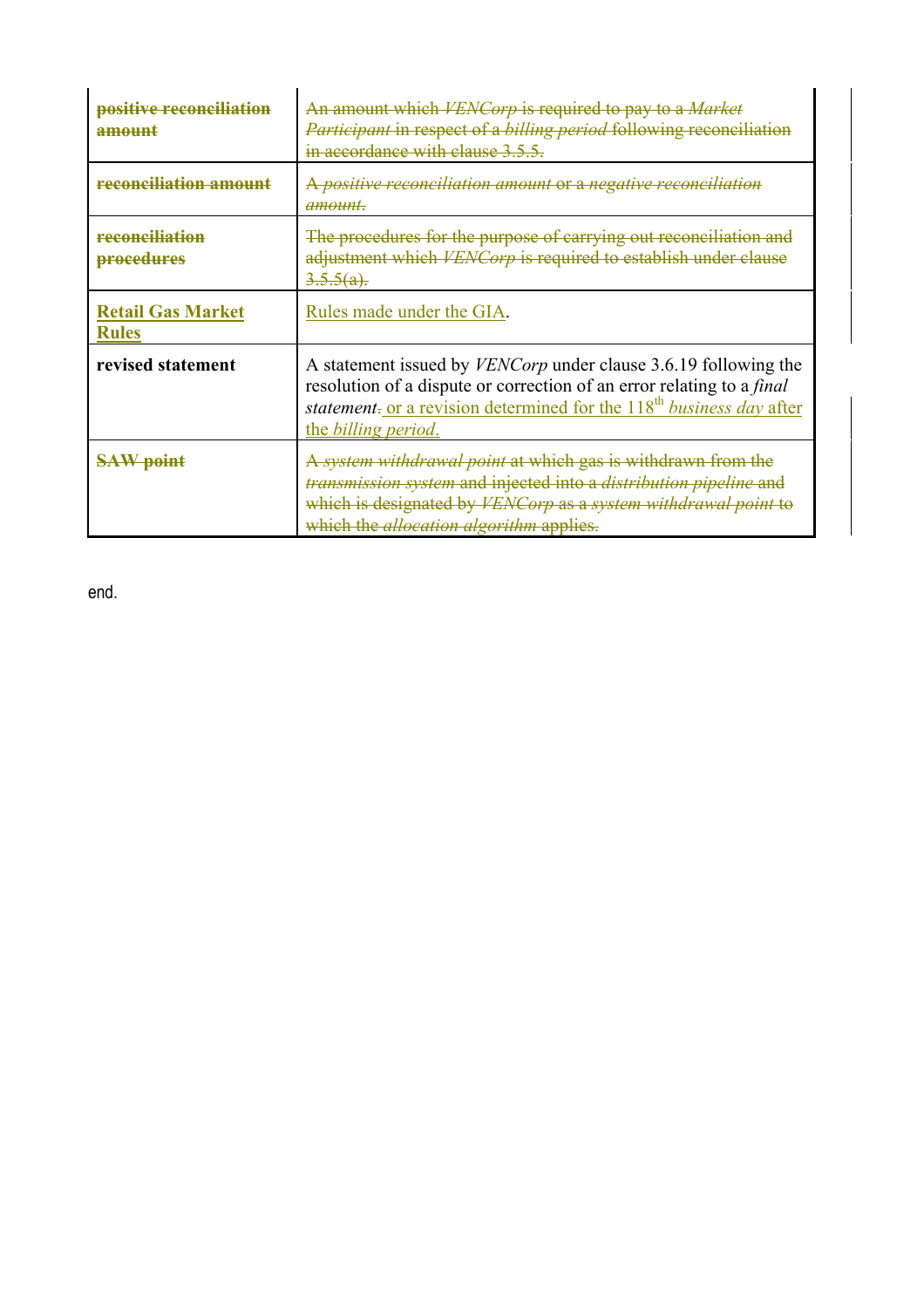| | |
|---|---|
| ~~**positive reconciliation amount**~~ | ~~An amount which *VENCorp* is required to pay to a *Market Participant* in respect of a *billing period* following reconciliation in accordance with clause 3.5.5.~~ |
| ~~**reconciliation amount**~~ | ~~A *positive reconciliation amount* or a *negative reconciliation amount*.~~ |
| ~~**reconciliation procedures**~~ | ~~The procedures for the purpose of carrying out reconciliation and adjustment which *VENCorp* is required to establish under clause 3.5.5(a).~~ |
| **Retail Gas Market Rules** | Rules made under the GIA. |
| **revised statement** | A statement issued by *VENCorp* under clause 3.6.19 following the resolution of a dispute or correction of an error relating to a *final statement*~~.~~ or a revision determined for the 118th *business day* after the *billing period*. |
| ~~**SAW point**~~ | ~~A *system withdrawal point* at which gas is withdrawn from the *transmission system* and injected into a *distribution pipeline* and which is designated by *VENCorp* as a *system withdrawal point* to which the *allocation algorithm* applies.~~ |

end.